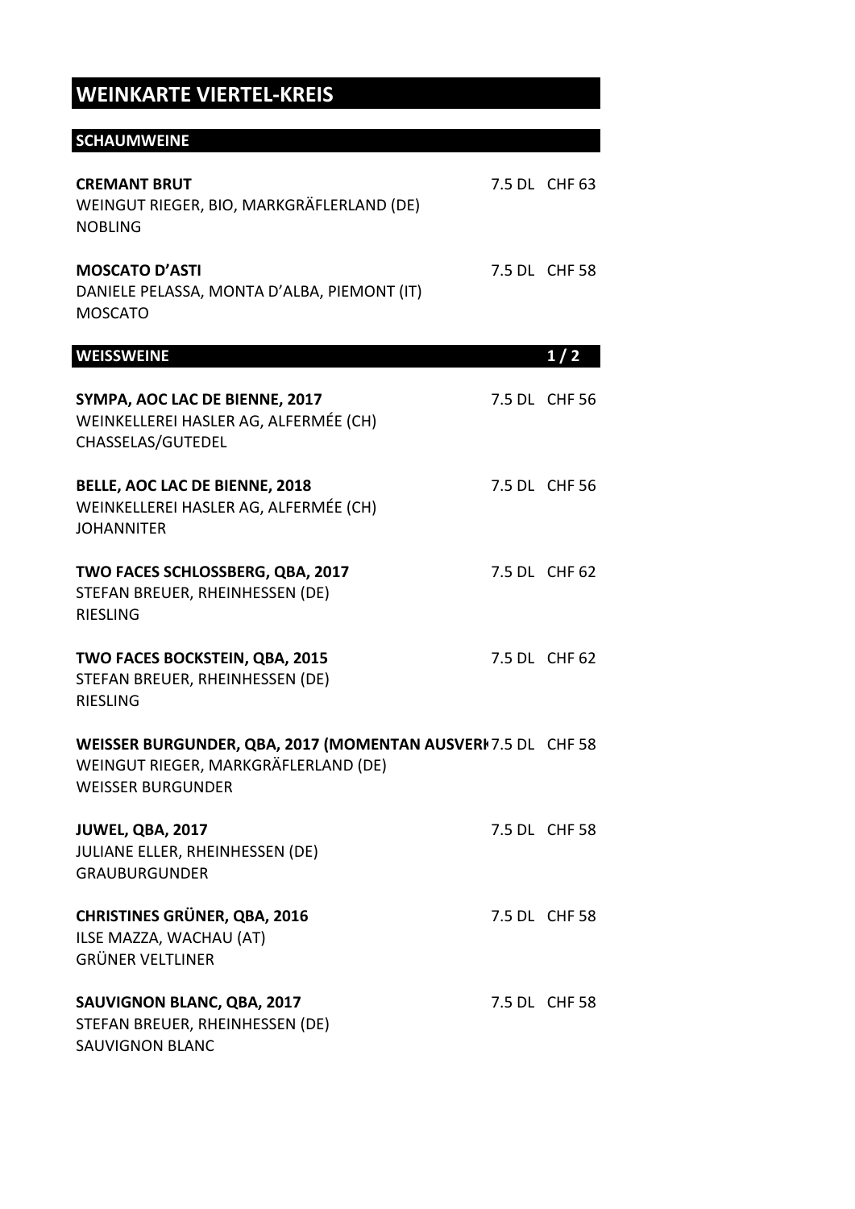# WEINKARTE VIERTEL-KREIS

## SCHAUMWEINE

**CREMANT BRUT** 7.5 DL CHF 63
WEINGUT RIEGER, BIO, MARKGRÄFLERLAND (DE)
NOBLING

**MOSCATO D'ASTI** 7.5 DL CHF 58
DANIELE PELASSA, MONTA D'ALBA, PIEMONT (IT)
MOSCATO

## WEISSWEINE 1 / 2

**SYMPA, AOC LAC DE BIENNE, 2017** 7.5 DL CHF 56
WEINKELLEREI HASLER AG, ALFERMÉE (CH)
CHASSELAS/GUTEDEL

**BELLE, AOC LAC DE BIENNE, 2018** 7.5 DL CHF 56
WEINKELLEREI HASLER AG, ALFERMÉE (CH)
JOHANNITER

**TWO FACES SCHLOSSBERG, QBA, 2017** 7.5 DL CHF 62
STEFAN BREUER, RHEINHESSEN (DE)
RIESLING

**TWO FACES BOCKSTEIN, QBA, 2015** 7.5 DL CHF 62
STEFAN BREUER, RHEINHESSEN (DE)
RIESLING

**WEISSER BURGUNDER, QBA, 2017 (MOMENTAN AUSVERK** 7.5 DL CHF 58
WEINGUT RIEGER, MARKGRÄFLERLAND (DE)
WEISSER BURGUNDER

**JUWEL, QBA, 2017** 7.5 DL CHF 58
JULIANE ELLER, RHEINHESSEN (DE)
GRAUBURGUNDER

**CHRISTINES GRÜNER, QBA, 2016** 7.5 DL CHF 58
ILSE MAZZA, WACHAU (AT)
GRÜNER VELTLINER

**SAUVIGNON BLANC, QBA, 2017** 7.5 DL CHF 58
STEFAN BREUER, RHEINHESSEN (DE)
SAUVIGNON BLANC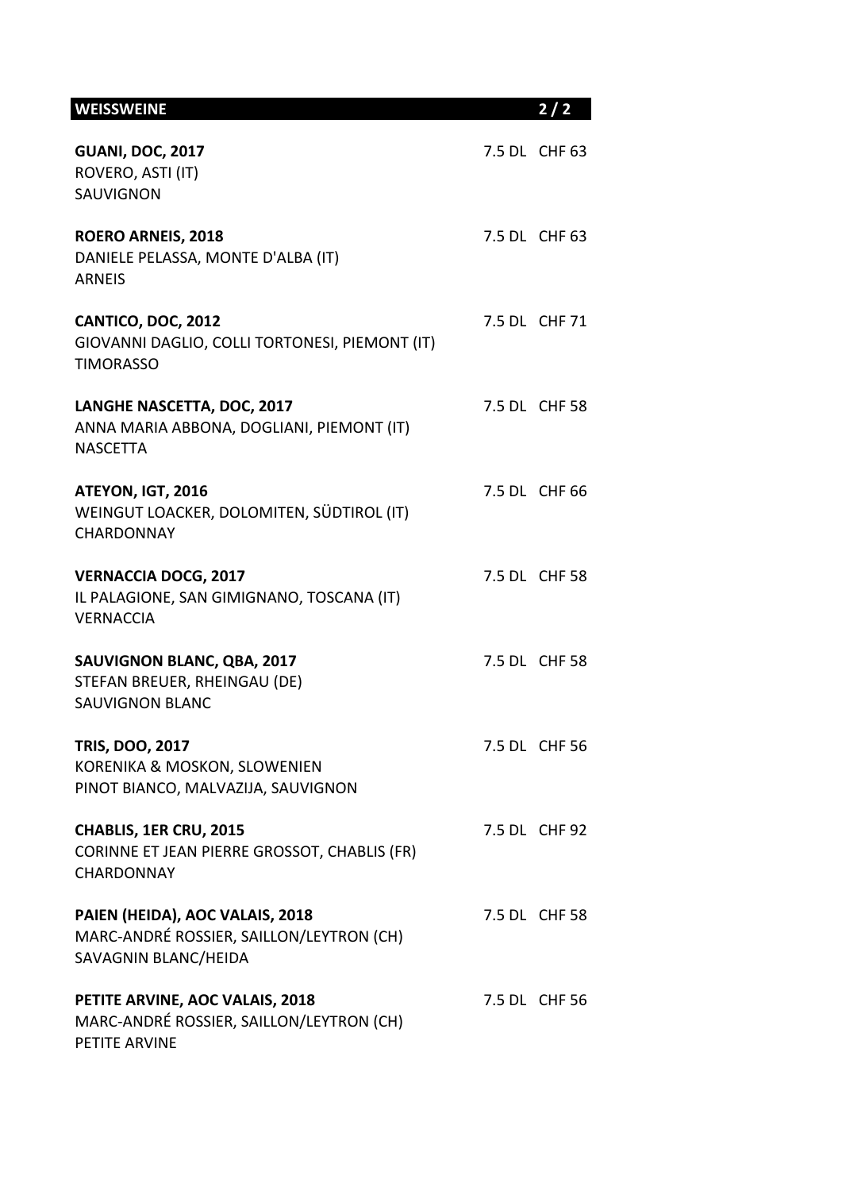## WEISSWEINE

**GUANI, DOC, 2017** 7.5 DL CHF 63
ROVERO, ASTI (IT)
SAUVIGNON

**ROERO ARNEIS, 2018** 7.5 DL CHF 63
DANIELE PELASSA, MONTE D'ALBA (IT)
ARNEIS

**CANTICO, DOC, 2012** 7.5 DL CHF 71
GIOVANNI DAGLIO, COLLI TORTONESI, PIEMONT (IT)
TIMORASSO

**LANGHE NASCETTA, DOC, 2017** 7.5 DL CHF 58
ANNA MARIA ABBONA, DOGLIANI, PIEMONT (IT)
NASCETTA

**ATEYON, IGT, 2016** 7.5 DL CHF 66
WEINGUT LOACKER, DOLOMITEN, SÜDTIROL (IT)
CHARDONNAY

**VERNACCIA DOCG, 2017** 7.5 DL CHF 58
IL PALAGIONE, SAN GIMIGNANO, TOSCANA (IT)
VERNACCIA

**SAUVIGNON BLANC, QBA, 2017** 7.5 DL CHF 58
STEFAN BREUER, RHEINGAU (DE)
SAUVIGNON BLANC

**TRIS, DOO, 2017** 7.5 DL CHF 56
KORENIKA & MOSKON, SLOWENIEN
PINOT BIANCO, MALVAZIJA, SAUVIGNON

**CHABLIS, 1ER CRU, 2015** 7.5 DL CHF 92
CORINNE ET JEAN PIERRE GROSSOT, CHABLIS (FR)
CHARDONNAY

**PAIEN (HEIDA), AOC VALAIS, 2018** 7.5 DL CHF 58
MARC-ANDRÉ ROSSIER, SAILLON/LEYTRON (CH)
SAVAGNIN BLANC/HEIDA

**PETITE ARVINE, AOC VALAIS, 2018** 7.5 DL CHF 56
MARC-ANDRÉ ROSSIER, SAILLON/LEYTRON (CH)
PETITE ARVINE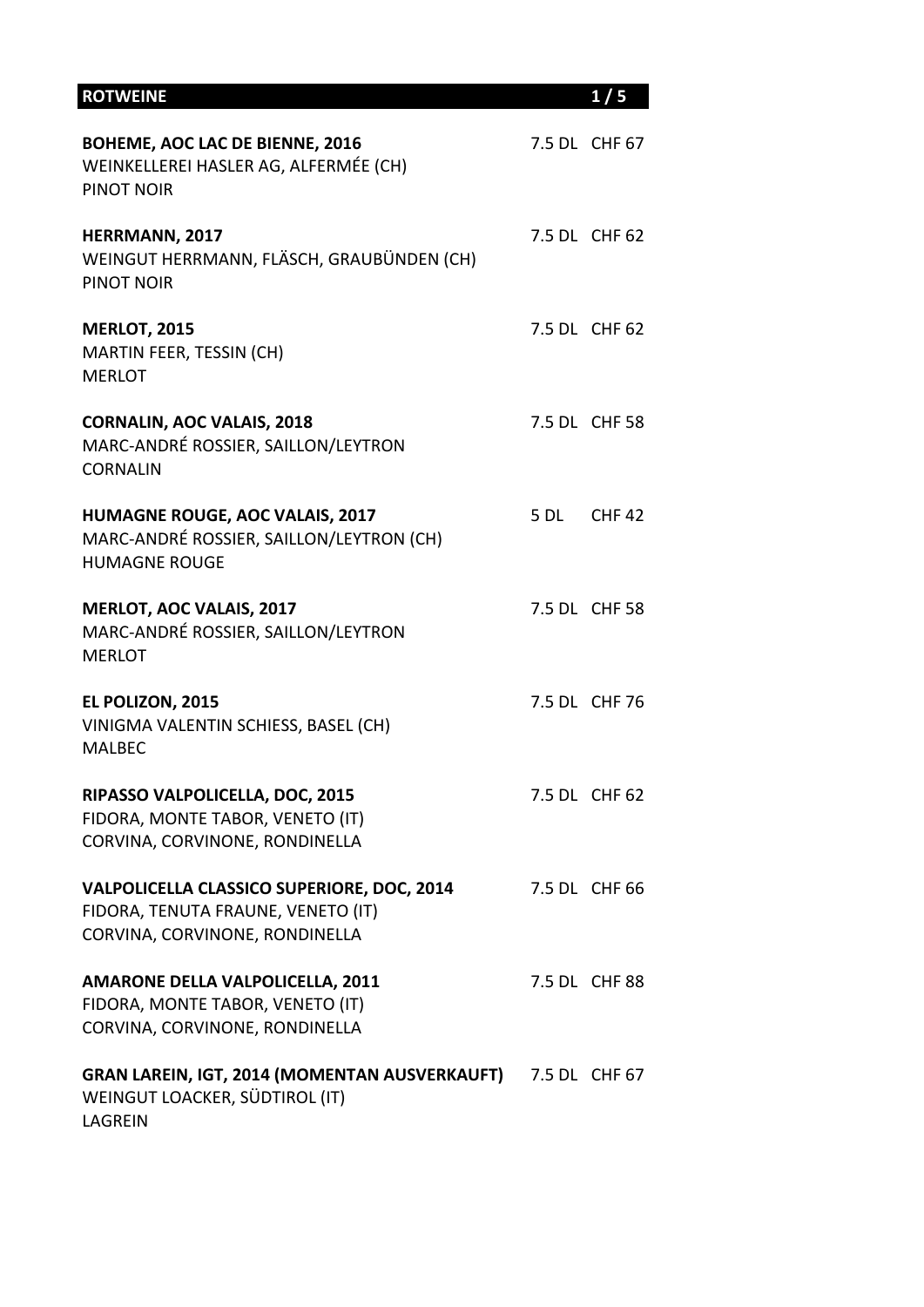## ROTWEINE

**BOHEME, AOC LAC DE BIENNE, 2016** 7.5 DL CHF 67
WEINKELLEREI HASLER AG, ALFERMÉE (CH)
PINOT NOIR

**HERRMANN, 2017** 7.5 DL CHF 62
WEINGUT HERRMANN, FLÄSCH, GRAUBÜNDEN (CH)
PINOT NOIR

**MERLOT, 2015** 7.5 DL CHF 62
MARTIN FEER, TESSIN (CH)
MERLOT

**CORNALIN, AOC VALAIS, 2018** 7.5 DL CHF 58
MARC-ANDRÉ ROSSIER, SAILLON/LEYTRON
CORNALIN

**HUMAGNE ROUGE, AOC VALAIS, 2017** 5 DL CHF 42
MARC-ANDRÉ ROSSIER, SAILLON/LEYTRON (CH)
HUMAGNE ROUGE

**MERLOT, AOC VALAIS, 2017** 7.5 DL CHF 58
MARC-ANDRÉ ROSSIER, SAILLON/LEYTRON
MERLOT

**EL POLIZON, 2015** 7.5 DL CHF 76
VINIGMA VALENTIN SCHIESS, BASEL (CH)
MALBEC

**RIPASSO VALPOLICELLA, DOC, 2015** 7.5 DL CHF 62
FIDORA, MONTE TABOR, VENETO (IT)
CORVINA, CORVINONE, RONDINELLA

**VALPOLICELLA CLASSICO SUPERIORE, DOC, 2014** 7.5 DL CHF 66
FIDORA, TENUTA FRAUNE, VENETO (IT)
CORVINA, CORVINONE, RONDINELLA

**AMARONE DELLA VALPOLICELLA, 2011** 7.5 DL CHF 88
FIDORA, MONTE TABOR, VENETO (IT)
CORVINA, CORVINONE, RONDINELLA

**GRAN LAREIN, IGT, 2014 (MOMENTAN AUSVERKAUFT)** 7.5 DL CHF 67
WEINGUT LOACKER, SÜDTIROL (IT)
LAGREIN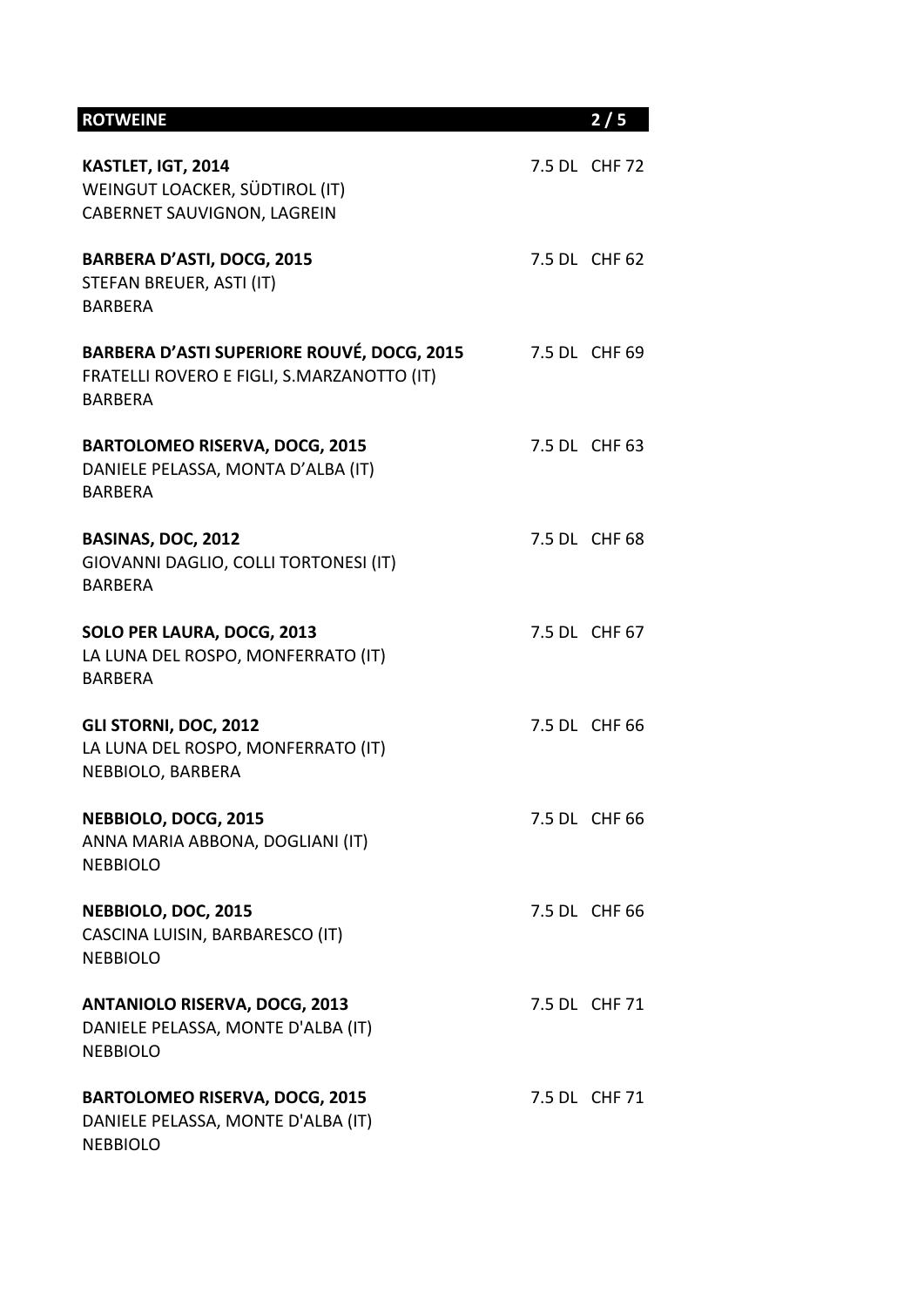## ROTWEINE

**KASTLET, IGT, 2014** 7.5 DL CHF 72
WEINGUT LOACKER, SÜDTIROL (IT)
CABERNET SAUVIGNON, LAGREIN

**BARBERA D'ASTI, DOCG, 2015** 7.5 DL CHF 62
STEFAN BREUER, ASTI (IT)
BARBERA

**BARBERA D'ASTI SUPERIORE ROUVÉ, DOCG, 2015** 7.5 DL CHF 69
FRATELLI ROVERO E FIGLI, S.MARZANOTTO (IT)
BARBERA

**BARTOLOMEO RISERVA, DOCG, 2015** 7.5 DL CHF 63
DANIELE PELASSA, MONTA D'ALBA (IT)
BARBERA

**BASINAS, DOC, 2012** 7.5 DL CHF 68
GIOVANNI DAGLIO, COLLI TORTONESI (IT)
BARBERA

**SOLO PER LAURA, DOCG, 2013** 7.5 DL CHF 67
LA LUNA DEL ROSPO, MONFERRATO (IT)
BARBERA

**GLI STORNI, DOC, 2012** 7.5 DL CHF 66
LA LUNA DEL ROSPO, MONFERRATO (IT)
NEBBIOLO, BARBERA

**NEBBIOLO, DOCG, 2015** 7.5 DL CHF 66
ANNA MARIA ABBONA, DOGLIANI (IT)
NEBBIOLO

**NEBBIOLO, DOC, 2015** 7.5 DL CHF 66
CASCINA LUISIN, BARBARESCO (IT)
NEBBIOLO

**ANTANIOLO RISERVA, DOCG, 2013** 7.5 DL CHF 71
DANIELE PELASSA, MONTE D'ALBA (IT)
NEBBIOLO

**BARTOLOMEO RISERVA, DOCG, 2015** 7.5 DL CHF 71
DANIELE PELASSA, MONTE D'ALBA (IT)
NEBBIOLO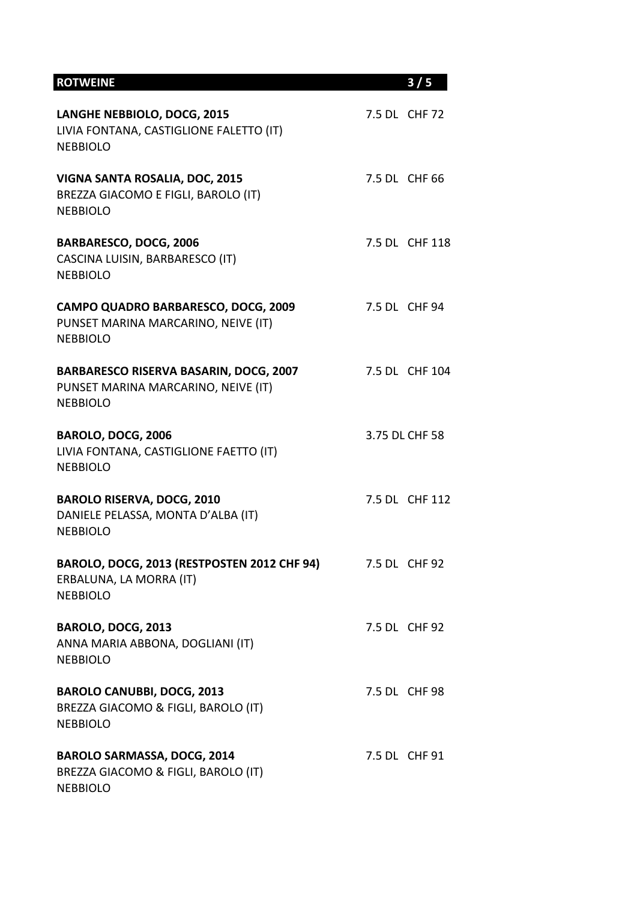## ROTWEINE

**LANGHE NEBBIOLO, DOCG, 2015** — 7.5 DL CHF 72
LIVIA FONTANA, CASTIGLIONE FALETTO (IT)
NEBBIOLO

**VIGNA SANTA ROSALIA, DOC, 2015** — 7.5 DL CHF 66
BREZZA GIACOMO E FIGLI, BAROLO (IT)
NEBBIOLO

**BARBARESCO, DOCG, 2006** — 7.5 DL CHF 118
CASCINA LUISIN, BARBARESCO (IT)
NEBBIOLO

**CAMPO QUADRO BARBARESCO, DOCG, 2009** — 7.5 DL CHF 94
PUNSET MARINA MARCARINO, NEIVE (IT)
NEBBIOLO

**BARBARESCO RISERVA BASARIN, DOCG, 2007** — 7.5 DL CHF 104
PUNSET MARINA MARCARINO, NEIVE (IT)
NEBBIOLO

**BAROLO, DOCG, 2006** — 3.75 DL CHF 58
LIVIA FONTANA, CASTIGLIONE FAETTO (IT)
NEBBIOLO

**BAROLO RISERVA, DOCG, 2010** — 7.5 DL CHF 112
DANIELE PELASSA, MONTA D'ALBA (IT)
NEBBIOLO

**BAROLO, DOCG, 2013 (RESTPOSTEN 2012 CHF 94)** — 7.5 DL CHF 92
ERBALUNA, LA MORRA (IT)
NEBBIOLO

**BAROLO, DOCG, 2013** — 7.5 DL CHF 92
ANNA MARIA ABBONA, DOGLIANI (IT)
NEBBIOLO

**BAROLO CANUBBI, DOCG, 2013** — 7.5 DL CHF 98
BREZZA GIACOMO & FIGLI, BAROLO (IT)
NEBBIOLO

**BAROLO SARMASSA, DOCG, 2014** — 7.5 DL CHF 91
BREZZA GIACOMO & FIGLI, BAROLO (IT)
NEBBIOLO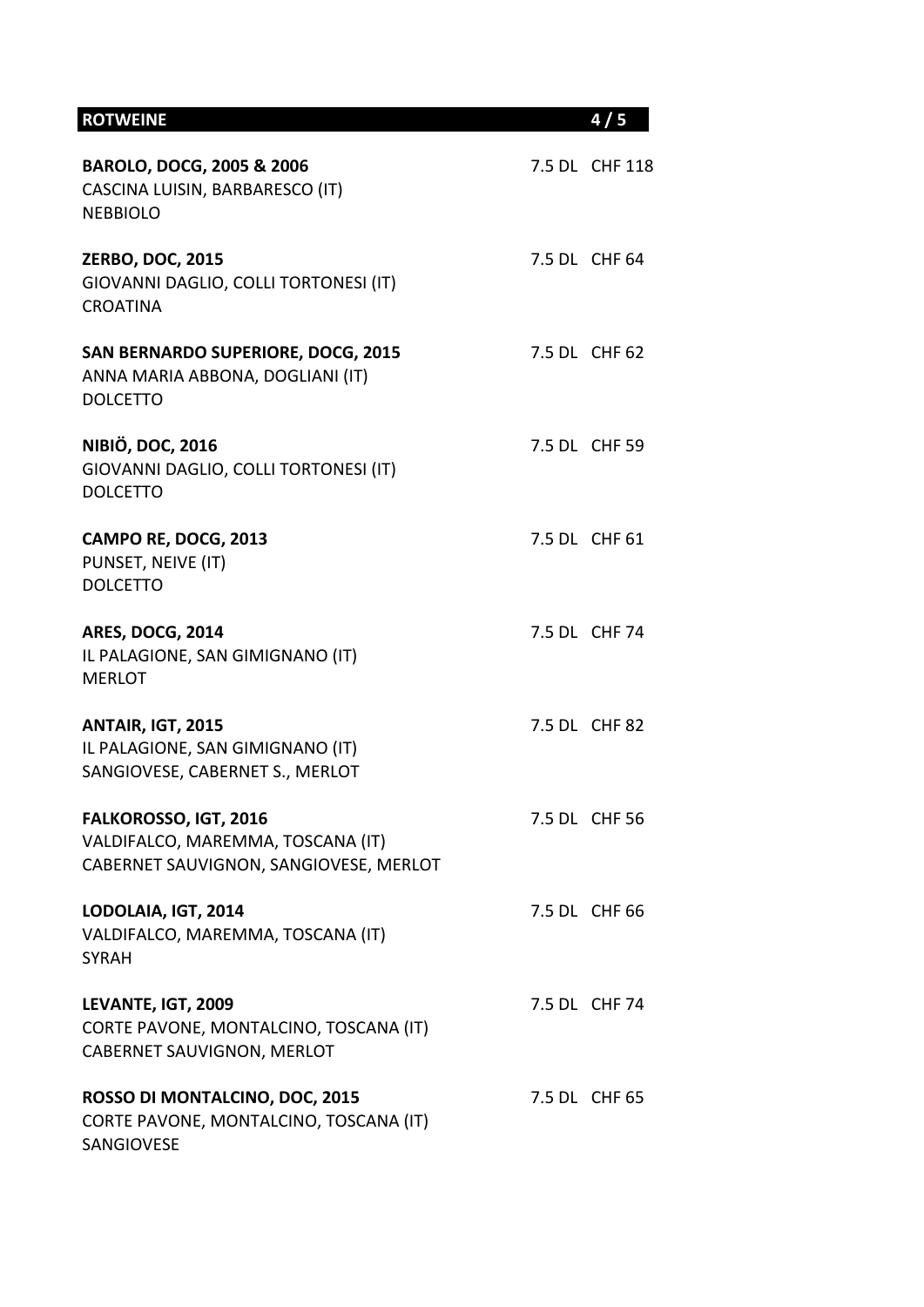## ROTWEINE 4 / 5

**BAROLO, DOCG, 2005 & 2006** 7.5 DL CHF 118
CASCINA LUISIN, BARBARESCO (IT)
NEBBIOLO

**ZERBO, DOC, 2015** 7.5 DL CHF 64
GIOVANNI DAGLIO, COLLI TORTONESI (IT)
CROATINA

**SAN BERNARDO SUPERIORE, DOCG, 2015** 7.5 DL CHF 62
ANNA MARIA ABBONA, DOGLIANI (IT)
DOLCETTO

**NIBIÖ, DOC, 2016** 7.5 DL CHF 59
GIOVANNI DAGLIO, COLLI TORTONESI (IT)
DOLCETTO

**CAMPO RE, DOCG, 2013** 7.5 DL CHF 61
PUNSET, NEIVE (IT)
DOLCETTO

**ARES, DOCG, 2014** 7.5 DL CHF 74
IL PALAGIONE, SAN GIMIGNANO (IT)
MERLOT

**ANTAIR, IGT, 2015** 7.5 DL CHF 82
IL PALAGIONE, SAN GIMIGNANO (IT)
SANGIOVESE, CABERNET S., MERLOT

**FALKOROSSO, IGT, 2016** 7.5 DL CHF 56
VALDIFALCO, MAREMMA, TOSCANA (IT)
CABERNET SAUVIGNON, SANGIOVESE, MERLOT

**LODOLAIA, IGT, 2014** 7.5 DL CHF 66
VALDIFALCO, MAREMMA, TOSCANA (IT)
SYRAH

**LEVANTE, IGT, 2009** 7.5 DL CHF 74
CORTE PAVONE, MONTALCINO, TOSCANA (IT)
CABERNET SAUVIGNON, MERLOT

**ROSSO DI MONTALCINO, DOC, 2015** 7.5 DL CHF 65
CORTE PAVONE, MONTALCINO, TOSCANA (IT)
SANGIOVESE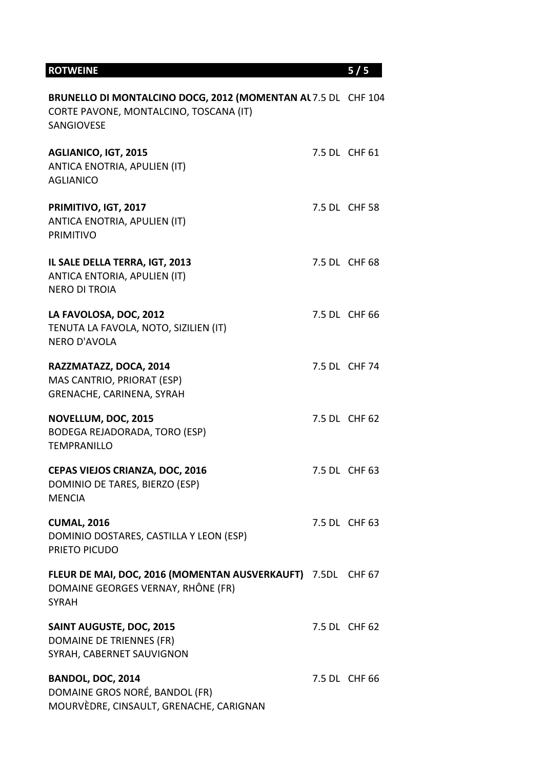## ROTWEINE

**BRUNELLO DI MONTALCINO DOCG, 2012 (MOMENTAN AU** 7.5 DL CHF 104
CORTE PAVONE, MONTALCINO, TOSCANA (IT)
SANGIOVESE

**AGLIANICO, IGT, 2015** 7.5 DL CHF 61
ANTICA ENOTRIA, APULIEN (IT)
AGLIANICO

**PRIMITIVO, IGT, 2017** 7.5 DL CHF 58
ANTICA ENOTRIA, APULIEN (IT)
PRIMITIVO

**IL SALE DELLA TERRA, IGT, 2013** 7.5 DL CHF 68
ANTICA ENTORIA, APULIEN (IT)
NERO DI TROIA

**LA FAVOLOSA, DOC, 2012** 7.5 DL CHF 66
TENUTA LA FAVOLA, NOTO, SIZILIEN (IT)
NERO D'AVOLA

**RAZZMATAZZ, DOCA, 2014** 7.5 DL CHF 74
MAS CANTRIO, PRIORAT (ESP)
GRENACHE, CARINENA, SYRAH

**NOVELLUM, DOC, 2015** 7.5 DL CHF 62
BODEGA REJADORADA, TORO (ESP)
TEMPRANILLO

**CEPAS VIEJOS CRIANZA, DOC, 2016** 7.5 DL CHF 63
DOMINIO DE TARES, BIERZO (ESP)
MENCIA

**CUMAL, 2016** 7.5 DL CHF 63
DOMINIO DOSTARES, CASTILLA Y LEON (ESP)
PRIETO PICUDO

**FLEUR DE MAI, DOC, 2016 (MOMENTAN AUSVERKAUFT)** 7.5DL CHF 67
DOMAINE GEORGES VERNAY, RHÔNE (FR)
SYRAH

**SAINT AUGUSTE, DOC, 2015** 7.5 DL CHF 62
DOMAINE DE TRIENNES (FR)
SYRAH, CABERNET SAUVIGNON

**BANDOL, DOC, 2014** 7.5 DL CHF 66
DOMAINE GROS NORÉ, BANDOL (FR)
MOURVÈDRE, CINSAULT, GRENACHE, CARIGNAN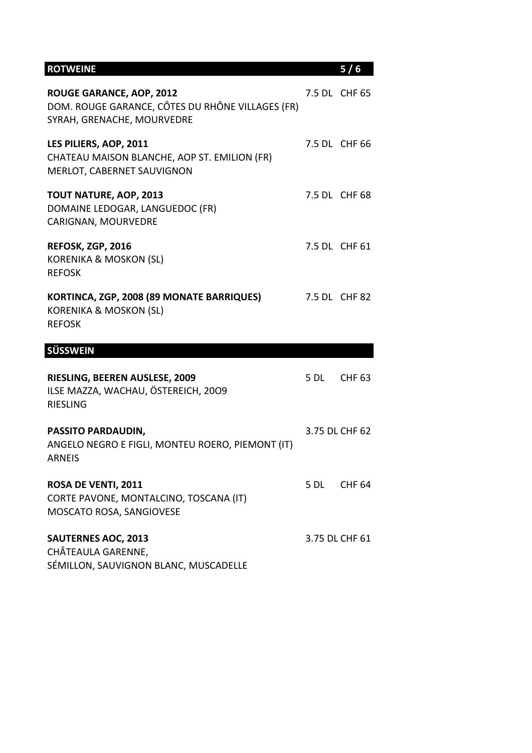## ROTWEINE

**ROUGE GARANCE, AOP, 2012** — 7.5 DL CHF 65
DOM. ROUGE GARANCE, CÔTES DU RHÔNE VILLAGES (FR)
SYRAH, GRENACHE, MOURVEDRE

**LES PILIERS, AOP, 2011** — 7.5 DL CHF 66
CHATEAU MAISON BLANCHE, AOP ST. EMILION (FR)
MERLOT, CABERNET SAUVIGNON

**TOUT NATURE, AOP, 2013** — 7.5 DL CHF 68
DOMAINE LEDOGAR, LANGUEDOC (FR)
CARIGNAN, MOURVEDRE

**REFOSK, ZGP, 2016** — 7.5 DL CHF 61
KORENIKA & MOSKON (SL)
REFOSK

**KORTINCA, ZGP, 2008 (89 MONATE BARRIQUES)** — 7.5 DL CHF 82
KORENIKA & MOSKON (SL)
REFOSK

## SÜSSWEIN

**RIESLING, BEEREN AUSLESE, 2009** — 5 DL CHF 63
ILSE MAZZA, WACHAU, ÖSTEREICH, 20O9
RIESLING

**PASSITO PARDAUDIN,** — 3.75 DL CHF 62
ANGELO NEGRO E FIGLI, MONTEU ROERO, PIEMONT (IT)
ARNEIS

**ROSA DE VENTI, 2011** — 5 DL CHF 64
CORTE PAVONE, MONTALCINO, TOSCANA (IT)
MOSCATO ROSA, SANGIOVESE

**SAUTERNES AOC, 2013** — 3.75 DL CHF 61
CHÂTEAULA GARENNE,
SÉMILLON, SAUVIGNON BLANC, MUSCADELLE